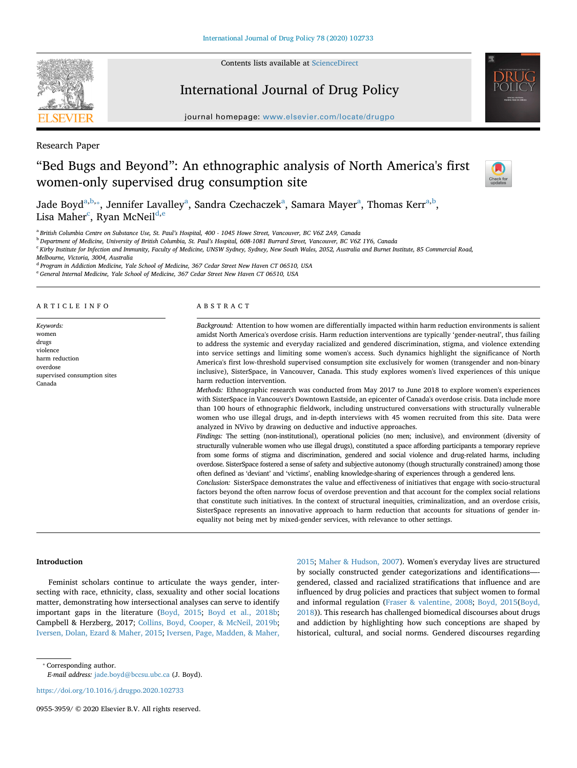Research Paper

# "Bed Bugs and Beyond": An ethnographic analysis of North America's first women-only supervised drug consumption site

Jade Boyd[a,b,*], Jennifer Lavalley[a], Sandra Czechaczek[a], Samara Mayer[a], Thomas Kerr[a,b], Lisa Maher[c], Ryan McNeil[d,e]

[a] British Columbia Centre on Substance Use, St. Paul's Hospital, 400 - 1045 Howe Street, Vancouver, BC V6Z 2A9, Canada
[b] Department of Medicine, University of British Columbia, St. Paul's Hospital, 608-1081 Burrard Street, Vancouver, BC V6Z 1Y6, Canada
[c] Kirby Institute for Infection and Immunity, Faculty of Medicine, UNSW Sydney, Sydney, New South Wales, 2052, Australia and Burnet Institute, 85 Commercial Road, Melbourne, Victoria, 3004, Australia
[d] Program in Addiction Medicine, Yale School of Medicine, 367 Cedar Street New Haven CT 06510, USA
[e] General Internal Medicine, Yale School of Medicine, 367 Cedar Street New Haven CT 06510, USA

## ARTICLE INFO

*Keywords:*
women
drugs
violence
harm reduction
overdose
supervised consumption sites
Canada

## ABSTRACT

*Background:* Attention to how women are differentially impacted within harm reduction environments is salient amidst North America's overdose crisis. Harm reduction interventions are typically 'gender-neutral', thus failing to address the systemic and everyday racialized and gendered discrimination, stigma, and violence extending into service settings and limiting some women's access. Such dynamics highlight the significance of North America's first low-threshold supervised consumption site exclusively for women (transgender and non-binary inclusive), SisterSpace, in Vancouver, Canada. This study explores women's lived experiences of this unique harm reduction intervention.

*Methods:* Ethnographic research was conducted from May 2017 to June 2018 to explore women's experiences with SisterSpace in Vancouver's Downtown Eastside, an epicenter of Canada's overdose crisis. Data include more than 100 hours of ethnographic fieldwork, including unstructured conversations with structurally vulnerable women who use illegal drugs, and in-depth interviews with 45 women recruited from this site. Data were analyzed in NVivo by drawing on deductive and inductive approaches.

*Findings:* The setting (non-institutional), operational policies (no men; inclusive), and environment (diversity of structurally vulnerable women who use illegal drugs), constituted a space affording participants a temporary reprieve from some forms of stigma and discrimination, gendered and social violence and drug-related harms, including overdose. SisterSpace fostered a sense of safety and subjective autonomy (though structurally constrained) among those often defined as 'deviant' and 'victims', enabling knowledge-sharing of experiences through a gendered lens.

*Conclusion:* SisterSpace demonstrates the value and effectiveness of initiatives that engage with socio-structural factors beyond the often narrow focus of overdose prevention and that account for the complex social relations that constitute such initiatives. In the context of structural inequities, criminalization, and an overdose crisis, SisterSpace represents an innovative approach to harm reduction that accounts for situations of gender inequality not being met by mixed-gender services, with relevance to other settings.

## Introduction

Feminist scholars continue to articulate the ways gender, intersecting with race, ethnicity, class, sexuality and other social locations matter, demonstrating how intersectional analyses can serve to identify important gaps in the literature (Boyd, 2015; Boyd et al., 2018b; Campbell & Herzberg, 2017; Collins, Boyd, Cooper, & McNeil, 2019b; Iversen, Dolan, Ezard & Maher, 2015; Iversen, Page, Madden, & Maher, 2015; Maher & Hudson, 2007). Women's everyday lives are structured by socially constructed gender categorizations and identifications—-gendered, classed and racialized stratifications that influence and are influenced by drug policies and practices that subject women to formal and informal regulation (Fraser & valentine, 2008; Boyd, 2015(Boyd, 2018)). This research has challenged biomedical discourses about drugs and addiction by highlighting how such conceptions are shaped by historical, cultural, and social norms. Gendered discourses regarding

* Corresponding author.
*E-mail address:* jade.boyd@bccsu.ubc.ca (J. Boyd).

https://doi.org/10.1016/j.drugpo.2020.102733

0955-3959/ © 2020 Elsevier B.V. All rights reserved.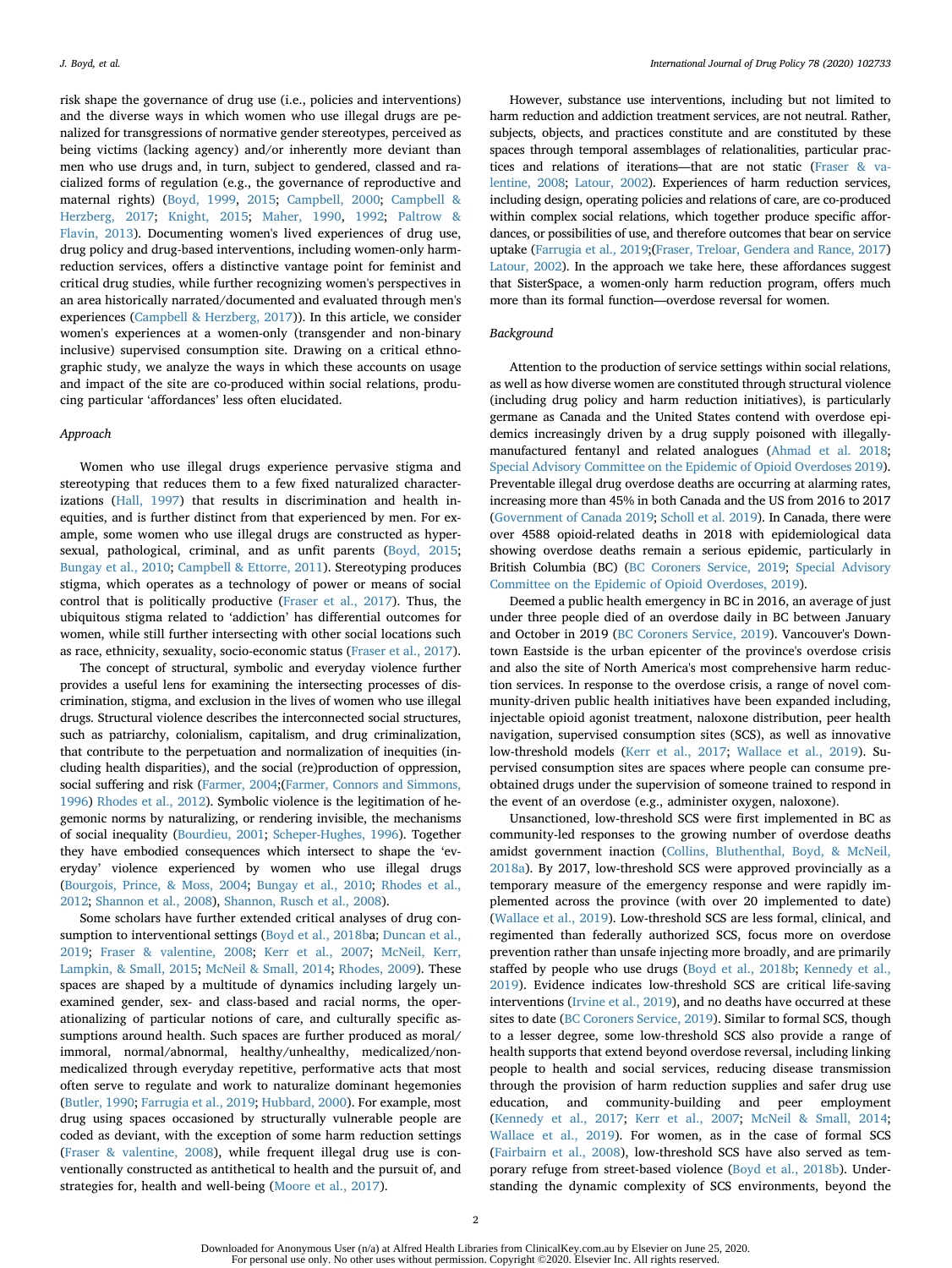risk shape the governance of drug use (i.e., policies and interventions) and the diverse ways in which women who use illegal drugs are penalized for transgressions of normative gender stereotypes, perceived as being victims (lacking agency) and/or inherently more deviant than men who use drugs and, in turn, subject to gendered, classed and racialized forms of regulation (e.g., the governance of reproductive and maternal rights) (Boyd, 1999, 2015; Campbell, 2000; Campbell & Herzberg, 2017; Knight, 2015; Maher, 1990, 1992; Paltrow & Flavin, 2013). Documenting women's lived experiences of drug use, drug policy and drug-based interventions, including women-only harm-reduction services, offers a distinctive vantage point for feminist and critical drug studies, while further recognizing women's perspectives in an area historically narrated/documented and evaluated through men's experiences (Campbell & Herzberg, 2017)). In this article, we consider women's experiences at a women-only (transgender and non-binary inclusive) supervised consumption site. Drawing on a critical ethnographic study, we analyze the ways in which these accounts on usage and impact of the site are co-produced within social relations, producing particular 'affordances' less often elucidated.

*Approach*

Women who use illegal drugs experience pervasive stigma and stereotyping that reduces them to a few fixed naturalized characterizations (Hall, 1997) that results in discrimination and health inequities, and is further distinct from that experienced by men. For example, some women who use illegal drugs are constructed as hypersexual, pathological, criminal, and as unfit parents (Boyd, 2015; Bungay et al., 2010; Campbell & Ettorre, 2011). Stereotyping produces stigma, which operates as a technology of power or means of social control that is politically productive (Fraser et al., 2017). Thus, the ubiquitous stigma related to 'addiction' has differential outcomes for women, while still further intersecting with other social locations such as race, ethnicity, sexuality, socio-economic status (Fraser et al., 2017).

The concept of structural, symbolic and everyday violence further provides a useful lens for examining the intersecting processes of discrimination, stigma, and exclusion in the lives of women who use illegal drugs. Structural violence describes the interconnected social structures, such as patriarchy, colonialism, capitalism, and drug criminalization, that contribute to the perpetuation and normalization of inequities (including health disparities), and the social (re)production of oppression, social suffering and risk (Farmer, 2004;(Farmer, Connors and Simmons, 1996) Rhodes et al., 2012). Symbolic violence is the legitimation of hegemonic norms by naturalizing, or rendering invisible, the mechanisms of social inequality (Bourdieu, 2001; Scheper-Hughes, 1996). Together they have embodied consequences which intersect to shape the 'everyday' violence experienced by women who use illegal drugs (Bourgois, Prince, & Moss, 2004; Bungay et al., 2010; Rhodes et al., 2012; Shannon et al., 2008), Shannon, Rusch et al., 2008).

Some scholars have further extended critical analyses of drug consumption to interventional settings (Boyd et al., 2018ba; Duncan et al., 2019; Fraser & valentine, 2008; Kerr et al., 2007; McNeil, Kerr, Lampkin, & Small, 2015; McNeil & Small, 2014; Rhodes, 2009). These spaces are shaped by a multitude of dynamics including largely unexamined gender, sex- and class-based and racial norms, the operationalizing of particular notions of care, and culturally specific assumptions around health. Such spaces are further produced as moral/immoral, normal/abnormal, healthy/unhealthy, medicalized/non-medicalized through everyday repetitive, performative acts that most often serve to regulate and work to naturalize dominant hegemonies (Butler, 1990; Farrugia et al., 2019; Hubbard, 2000). For example, most drug using spaces occasioned by structurally vulnerable people are coded as deviant, with the exception of some harm reduction settings (Fraser & valentine, 2008), while frequent illegal drug use is conventionally constructed as antithetical to health and the pursuit of, and strategies for, health and well-being (Moore et al., 2017).

However, substance use interventions, including but not limited to harm reduction and addiction treatment services, are not neutral. Rather, subjects, objects, and practices constitute and are constituted by these spaces through temporal assemblages of relationalities, particular practices and relations of iterations—that are not static (Fraser & valentine, 2008; Latour, 2002). Experiences of harm reduction services, including design, operating policies and relations of care, are co-produced within complex social relations, which together produce specific affordances, or possibilities of use, and therefore outcomes that bear on service uptake (Farrugia et al., 2019;(Fraser, Treloar, Gendera and Rance, 2017) Latour, 2002). In the approach we take here, these affordances suggest that SisterSpace, a women-only harm reduction program, offers much more than its formal function—overdose reversal for women.

*Background*

Attention to the production of service settings within social relations, as well as how diverse women are constituted through structural violence (including drug policy and harm reduction initiatives), is particularly germane as Canada and the United States contend with overdose epidemics increasingly driven by a drug supply poisoned with illegally-manufactured fentanyl and related analogues (Ahmad et al. 2018; Special Advisory Committee on the Epidemic of Opioid Overdoses 2019). Preventable illegal drug overdose deaths are occurring at alarming rates, increasing more than 45% in both Canada and the US from 2016 to 2017 (Government of Canada 2019; Scholl et al. 2019). In Canada, there were over 4588 opioid-related deaths in 2018 with epidemiological data showing overdose deaths remain a serious epidemic, particularly in British Columbia (BC) (BC Coroners Service, 2019; Special Advisory Committee on the Epidemic of Opioid Overdoses, 2019).

Deemed a public health emergency in BC in 2016, an average of just under three people died of an overdose daily in BC between January and October in 2019 (BC Coroners Service, 2019). Vancouver's Downtown Eastside is the urban epicenter of the province's overdose crisis and also the site of North America's most comprehensive harm reduction services. In response to the overdose crisis, a range of novel community-driven public health initiatives have been expanded including, injectable opioid agonist treatment, naloxone distribution, peer health navigation, supervised consumption sites (SCS), as well as innovative low-threshold models (Kerr et al., 2017; Wallace et al., 2019). Supervised consumption sites are spaces where people can consume pre-obtained drugs under the supervision of someone trained to respond in the event of an overdose (e.g., administer oxygen, naloxone).

Unsanctioned, low-threshold SCS were first implemented in BC as community-led responses to the growing number of overdose deaths amidst government inaction (Collins, Bluthenthal, Boyd, & McNeil, 2018a). By 2017, low-threshold SCS were approved provincially as a temporary measure of the emergency response and were rapidly implemented across the province (with over 20 implemented to date) (Wallace et al., 2019). Low-threshold SCS are less formal, clinical, and regimented than federally authorized SCS, focus more on overdose prevention rather than unsafe injecting more broadly, and are primarily staffed by people who use drugs (Boyd et al., 2018b; Kennedy et al., 2019). Evidence indicates low-threshold SCS are critical life-saving interventions (Irvine et al., 2019), and no deaths have occurred at these sites to date (BC Coroners Service, 2019). Similar to formal SCS, though to a lesser degree, some low-threshold SCS also provide a range of health supports that extend beyond overdose reversal, including linking people to health and social services, reducing disease transmission through the provision of harm reduction supplies and safer drug use education, and community-building and peer employment (Kennedy et al., 2017; Kerr et al., 2007; McNeil & Small, 2014; Wallace et al., 2019). For women, as in the case of formal SCS (Fairbairn et al., 2008), low-threshold SCS have also served as temporary refuge from street-based violence (Boyd et al., 2018b). Understanding the dynamic complexity of SCS environments, beyond the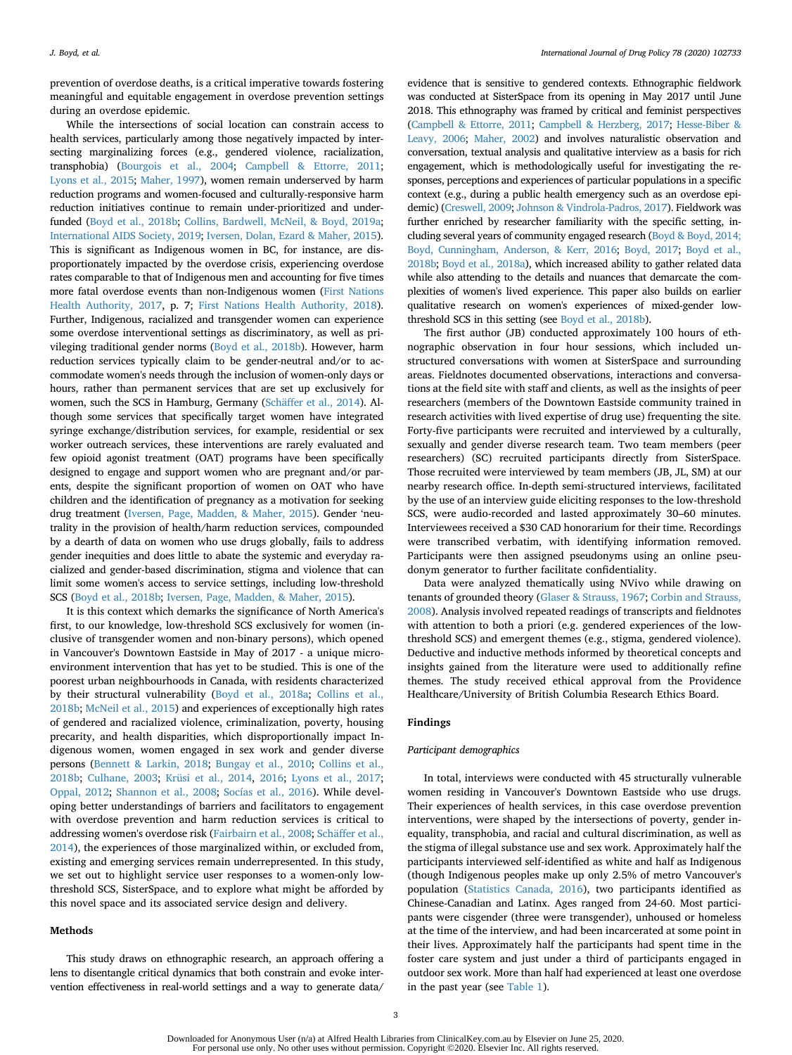prevention of overdose deaths, is a critical imperative towards fostering meaningful and equitable engagement in overdose prevention settings during an overdose epidemic.

While the intersections of social location can constrain access to health services, particularly among those negatively impacted by intersecting marginalizing forces (e.g., gendered violence, racialization, transphobia) (Bourgois et al., 2004; Campbell & Ettorre, 2011; Lyons et al., 2015; Maher, 1997), women remain underserved by harm reduction programs and women-focused and culturally-responsive harm reduction initiatives continue to remain under-prioritized and underfunded (Boyd et al., 2018b; Collins, Bardwell, McNeil, & Boyd, 2019a; International AIDS Society, 2019; Iversen, Dolan, Ezard & Maher, 2015). This is significant as Indigenous women in BC, for instance, are disproportionately impacted by the overdose crisis, experiencing overdose rates comparable to that of Indigenous men and accounting for five times more fatal overdose events than non-Indigenous women (First Nations Health Authority, 2017, p. 7; First Nations Health Authority, 2018). Further, Indigenous, racialized and transgender women can experience some overdose interventional settings as discriminatory, as well as privileging traditional gender norms (Boyd et al., 2018b). However, harm reduction services typically claim to be gender-neutral and/or to accommodate women's needs through the inclusion of women-only days or hours, rather than permanent services that are set up exclusively for women, such the SCS in Hamburg, Germany (Schäffer et al., 2014). Although some services that specifically target women have integrated syringe exchange/distribution services, for example, residential or sex worker outreach services, these interventions are rarely evaluated and few opioid agonist treatment (OAT) programs have been specifically designed to engage and support women who are pregnant and/or parents, despite the significant proportion of women on OAT who have children and the identification of pregnancy as a motivation for seeking drug treatment (Iversen, Page, Madden, & Maher, 2015). Gender 'neutrality in the provision of health/harm reduction services, compounded by a dearth of data on women who use drugs globally, fails to address gender inequities and does little to abate the systemic and everyday racialized and gender-based discrimination, stigma and violence that can limit some women's access to service settings, including low-threshold SCS (Boyd et al., 2018b; Iversen, Page, Madden, & Maher, 2015).

It is this context which demarks the significance of North America's first, to our knowledge, low-threshold SCS exclusively for women (inclusive of transgender women and non-binary persons), which opened in Vancouver's Downtown Eastside in May of 2017 - a unique micro-environment intervention that has yet to be studied. This is one of the poorest urban neighbourhoods in Canada, with residents characterized by their structural vulnerability (Boyd et al., 2018a; Collins et al., 2018b; McNeil et al., 2015) and experiences of exceptionally high rates of gendered and racialized violence, criminalization, poverty, housing precarity, and health disparities, which disproportionally impact Indigenous women, women engaged in sex work and gender diverse persons (Bennett & Larkin, 2018; Bungay et al., 2010; Collins et al., 2018b; Culhane, 2003; Krüsi et al., 2014, 2016; Lyons et al., 2017; Oppal, 2012; Shannon et al., 2008; Socías et al., 2016). While developing better understandings of barriers and facilitators to engagement with overdose prevention and harm reduction services is critical to addressing women's overdose risk (Fairbairn et al., 2008; Schäffer et al., 2014), the experiences of those marginalized within, or excluded from, existing and emerging services remain underrepresented. In this study, we set out to highlight service user responses to a women-only low-threshold SCS, SisterSpace, and to explore what might be afforded by this novel space and its associated service design and delivery.

## Methods

This study draws on ethnographic research, an approach offering a lens to disentangle critical dynamics that both constrain and evoke intervention effectiveness in real-world settings and a way to generate data/evidence that is sensitive to gendered contexts. Ethnographic fieldwork was conducted at SisterSpace from its opening in May 2017 until June 2018. This ethnography was framed by critical and feminist perspectives (Campbell & Ettorre, 2011; Campbell & Herzberg, 2017; Hesse-Biber & Leavy, 2006; Maher, 2002) and involves naturalistic observation and conversation, textual analysis and qualitative interview as a basis for rich engagement, which is methodologically useful for investigating the responses, perceptions and experiences of particular populations in a specific context (e.g., during a public health emergency such as an overdose epidemic) (Creswell, 2009; Johnson & Vindrola-Padros, 2017). Fieldwork was further enriched by researcher familiarity with the specific setting, including several years of community engaged research (Boyd & Boyd, 2014; Boyd, Cunningham, Anderson, & Kerr, 2016; Boyd, 2017; Boyd et al., 2018b; Boyd et al., 2018a), which increased ability to gather related data while also attending to the details and nuances that demarcate the complexities of women's lived experience. This paper also builds on earlier qualitative research on women's experiences of mixed-gender low-threshold SCS in this setting (see Boyd et al., 2018b).

The first author (JB) conducted approximately 100 hours of ethnographic observation in four hour sessions, which included unstructured conversations with women at SisterSpace and surrounding areas. Fieldnotes documented observations, interactions and conversations at the field site with staff and clients, as well as the insights of peer researchers (members of the Downtown Eastside community trained in research activities with lived expertise of drug use) frequenting the site. Forty-five participants were recruited and interviewed by a culturally, sexually and gender diverse research team. Two team members (peer researchers) (SC) recruited participants directly from SisterSpace. Those recruited were interviewed by team members (JB, JL, SM) at our nearby research office. In-depth semi-structured interviews, facilitated by the use of an interview guide eliciting responses to the low-threshold SCS, were audio-recorded and lasted approximately 30–60 minutes. Interviewees received a $30 CAD honorarium for their time. Recordings were transcribed verbatim, with identifying information removed. Participants were then assigned pseudonyms using an online pseudonym generator to further facilitate confidentiality.

Data were analyzed thematically using NVivo while drawing on tenants of grounded theory (Glaser & Strauss, 1967; Corbin and Strauss, 2008). Analysis involved repeated readings of transcripts and fieldnotes with attention to both a priori (e.g. gendered experiences of the low-threshold SCS) and emergent themes (e.g., stigma, gendered violence). Deductive and inductive methods informed by theoretical concepts and insights gained from the literature were used to additionally refine themes. The study received ethical approval from the Providence Healthcare/University of British Columbia Research Ethics Board.

## Findings

### *Participant demographics*

In total, interviews were conducted with 45 structurally vulnerable women residing in Vancouver's Downtown Eastside who use drugs. Their experiences of health services, in this case overdose prevention interventions, were shaped by the intersections of poverty, gender inequality, transphobia, and racial and cultural discrimination, as well as the stigma of illegal substance use and sex work. Approximately half the participants interviewed self-identified as white and half as Indigenous (though Indigenous peoples make up only 2.5% of metro Vancouver's population (Statistics Canada, 2016), two participants identified as Chinese-Canadian and Latinx. Ages ranged from 24-60. Most participants were cisgender (three were transgender), unhoused or homeless at the time of the interview, and had been incarcerated at some point in their lives. Approximately half the participants had spent time in the foster care system and just under a third of participants engaged in outdoor sex work. More than half had experienced at least one overdose in the past year (see Table 1).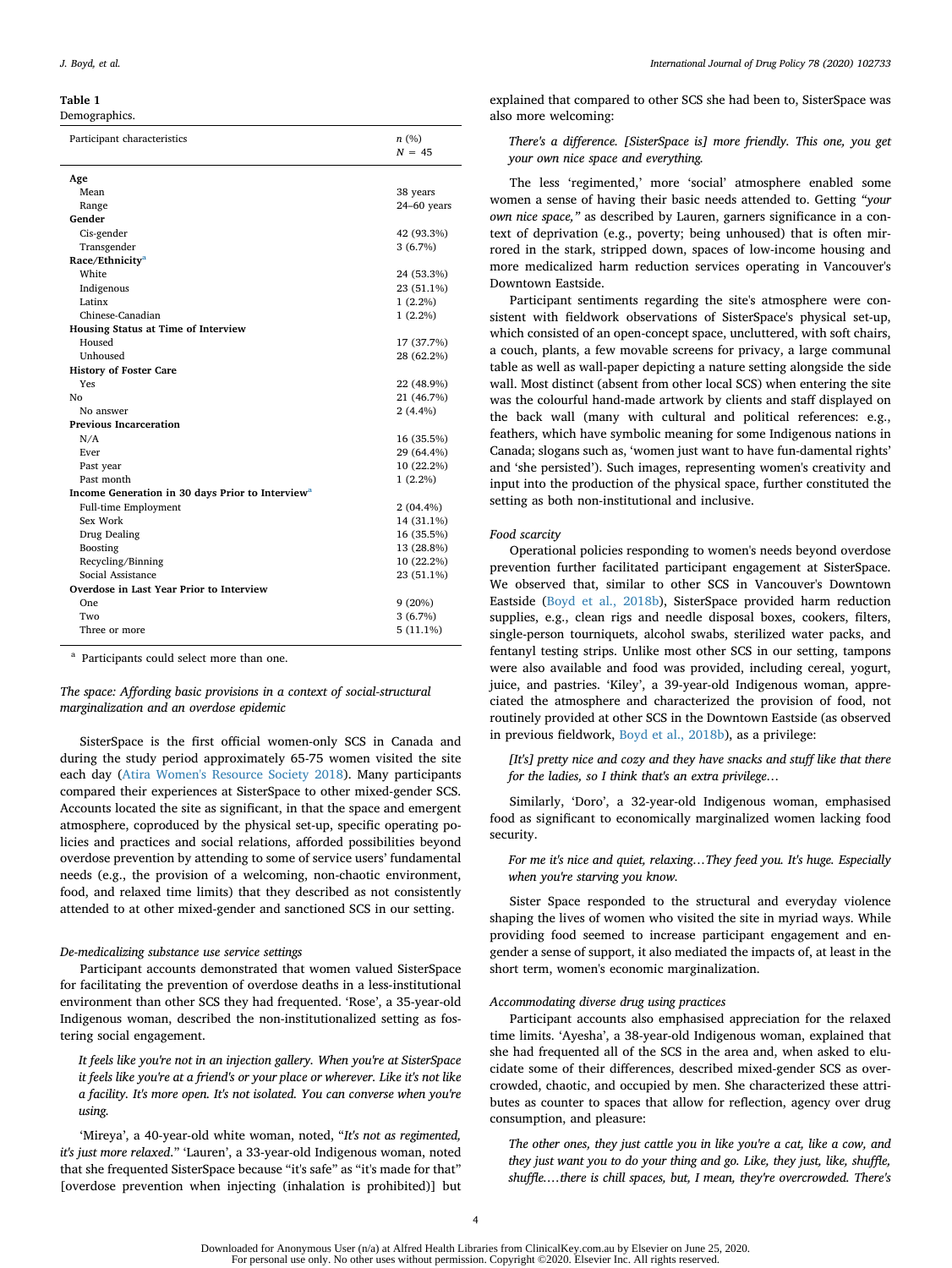**Table 1**
Demographics.

| Participant characteristics | n (%) N = 45 |
|---|---|
| **Age** | |
| Mean | 38 years |
| Range | 24–60 years |
| **Gender** | |
| Cis-gender | 42 (93.3%) |
| Transgender | 3 (6.7%) |
| **Race/Ethnicity**[a] | |
| White | 24 (53.3%) |
| Indigenous | 23 (51.1%) |
| Latinx | 1 (2.2%) |
| Chinese-Canadian | 1 (2.2%) |
| **Housing Status at Time of Interview** | |
| Housed | 17 (37.7%) |
| Unhoused | 28 (62.2%) |
| **History of Foster Care** | |
| Yes | 22 (48.9%) |
| No | 21 (46.7%) |
| No answer | 2 (4.4%) |
| **Previous Incarceration** | |
| N/A | 16 (35.5%) |
| Ever | 29 (64.4%) |
| Past year | 10 (22.2%) |
| Past month | 1 (2.2%) |
| **Income Generation in 30 days Prior to Interview**[a] | |
| Full-time Employment | 2 (04.4%) |
| Sex Work | 14 (31.1%) |
| Drug Dealing | 16 (35.5%) |
| Boosting | 13 (28.8%) |
| Recycling/Binning | 10 (22.2%) |
| Social Assistance | 23 (51.1%) |
| **Overdose in Last Year Prior to Interview** | |
| One | 9 (20%) |
| Two | 3 (6.7%) |
| Three or more | 5 (11.1%) |

[a] Participants could select more than one.

*The space: Affording basic provisions in a context of social-structural marginalization and an overdose epidemic*

SisterSpace is the first official women-only SCS in Canada and during the study period approximately 65-75 women visited the site each day (Atira Women's Resource Society 2018). Many participants compared their experiences at SisterSpace to other mixed-gender SCS. Accounts located the site as significant, in that the space and emergent atmosphere, coproduced by the physical set-up, specific operating policies and practices and social relations, afforded possibilities beyond overdose prevention by attending to some of service users' fundamental needs (e.g., the provision of a welcoming, non-chaotic environment, food, and relaxed time limits) that they described as not consistently attended to at other mixed-gender and sanctioned SCS in our setting.

*De-medicalizing substance use service settings*

Participant accounts demonstrated that women valued SisterSpace for facilitating the prevention of overdose deaths in a less-institutional environment than other SCS they had frequented. 'Rose', a 35-year-old Indigenous woman, described the non-institutionalized setting as fostering social engagement.

> *It feels like you're not in an injection gallery. When you're at SisterSpace it feels like you're at a friend's or your place or wherever. Like it's not like a facility. It's more open. It's not isolated. You can converse when you're using.*

'Mireya', a 40-year-old white woman, noted, "*It's not as regimented, it's just more relaxed.*" 'Lauren', a 33-year-old Indigenous woman, noted that she frequented SisterSpace because "it's safe" as "it's made for that" [overdose prevention when injecting (inhalation is prohibited)] but explained that compared to other SCS she had been to, SisterSpace was also more welcoming:

> *There's a difference. [SisterSpace is] more friendly. This one, you get your own nice space and everything.*

The less 'regimented,' more 'social' atmosphere enabled some women a sense of having their basic needs attended to. Getting *"your own nice space,"* as described by Lauren, garners significance in a context of deprivation (e.g., poverty; being unhoused) that is often mirrored in the stark, stripped down, spaces of low-income housing and more medicalized harm reduction services operating in Vancouver's Downtown Eastside.

Participant sentiments regarding the site's atmosphere were consistent with fieldwork observations of SisterSpace's physical set-up, which consisted of an open-concept space, uncluttered, with soft chairs, a couch, plants, a few movable screens for privacy, a large communal table as well as wall-paper depicting a nature setting alongside the side wall. Most distinct (absent from other local SCS) when entering the site was the colourful hand-made artwork by clients and staff displayed on the back wall (many with cultural and political references: e.g., feathers, which have symbolic meaning for some Indigenous nations in Canada; slogans such as, 'women just want to have fun-damental rights' and 'she persisted'). Such images, representing women's creativity and input into the production of the physical space, further constituted the setting as both non-institutional and inclusive.

*Food scarcity*

Operational policies responding to women's needs beyond overdose prevention further facilitated participant engagement at SisterSpace. We observed that, similar to other SCS in Vancouver's Downtown Eastside (Boyd et al., 2018b), SisterSpace provided harm reduction supplies, e.g., clean rigs and needle disposal boxes, cookers, filters, single-person tourniquets, alcohol swabs, sterilized water packs, and fentanyl testing strips. Unlike most other SCS in our setting, tampons were also available and food was provided, including cereal, yogurt, juice, and pastries. 'Kiley', a 39-year-old Indigenous woman, appreciated the atmosphere and characterized the provision of food, not routinely provided at other SCS in the Downtown Eastside (as observed in previous fieldwork, Boyd et al., 2018b), as a privilege:

> *[It's] pretty nice and cozy and they have snacks and stuff like that there for the ladies, so I think that's an extra privilege…*

Similarly, 'Doro', a 32-year-old Indigenous woman, emphasised food as significant to economically marginalized women lacking food security.

> *For me it's nice and quiet, relaxing…They feed you. It's huge. Especially when you're starving you know.*

Sister Space responded to the structural and everyday violence shaping the lives of women who visited the site in myriad ways. While providing food seemed to increase participant engagement and engender a sense of support, it also mediated the impacts of, at least in the short term, women's economic marginalization.

*Accommodating diverse drug using practices*

Participant accounts also emphasised appreciation for the relaxed time limits. 'Ayesha', a 38-year-old Indigenous woman, explained that she had frequented all of the SCS in the area and, when asked to elucidate some of their differences, described mixed-gender SCS as overcrowded, chaotic, and occupied by men. She characterized these attributes as counter to spaces that allow for reflection, agency over drug consumption, and pleasure:

> *The other ones, they just cattle you in like you're a cat, like a cow, and they just want you to do your thing and go. Like, they just, like, shuffle, shuffle.…there is chill spaces, but, I mean, they're overcrowded. There's*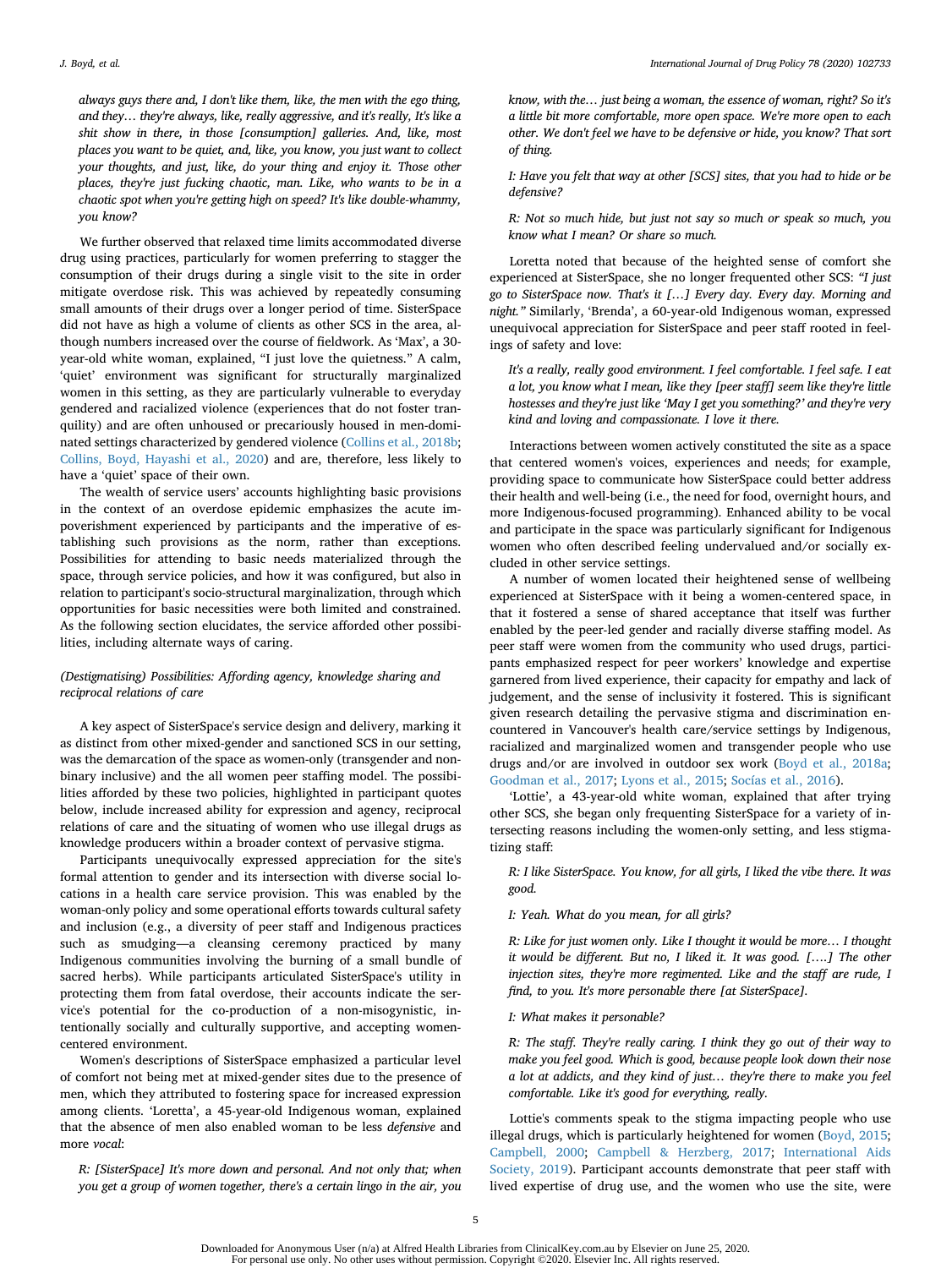*always guys there and, I don't like them, like, the men with the ego thing, and they… they're always, like, really aggressive, and it's really, It's like a shit show in there, in those [consumption] galleries. And, like, most places you want to be quiet, and, like, you know, you just want to collect your thoughts, and just, like, do your thing and enjoy it. Those other places, they're just fucking chaotic, man. Like, who wants to be in a chaotic spot when you're getting high on speed? It's like double-whammy, you know?*

We further observed that relaxed time limits accommodated diverse drug using practices, particularly for women preferring to stagger the consumption of their drugs during a single visit to the site in order mitigate overdose risk. This was achieved by repeatedly consuming small amounts of their drugs over a longer period of time. SisterSpace did not have as high a volume of clients as other SCS in the area, although numbers increased over the course of fieldwork. As 'Max', a 30-year-old white woman, explained, "I just love the quietness." A calm, 'quiet' environment was significant for structurally marginalized women in this setting, as they are particularly vulnerable to everyday gendered and racialized violence (experiences that do not foster tranquility) and are often unhoused or precariously housed in men-dominated settings characterized by gendered violence (Collins et al., 2018b; Collins, Boyd, Hayashi et al., 2020) and are, therefore, less likely to have a 'quiet' space of their own.

The wealth of service users' accounts highlighting basic provisions in the context of an overdose epidemic emphasizes the acute impoverishment experienced by participants and the imperative of establishing such provisions as the norm, rather than exceptions. Possibilities for attending to basic needs materialized through the space, through service policies, and how it was configured, but also in relation to participant's socio-structural marginalization, through which opportunities for basic necessities were both limited and constrained. As the following section elucidates, the service afforded other possibilities, including alternate ways of caring.

### *(Destigmatising) Possibilities: Affording agency, knowledge sharing and reciprocal relations of care*

A key aspect of SisterSpace's service design and delivery, marking it as distinct from other mixed-gender and sanctioned SCS in our setting, was the demarcation of the space as women-only (transgender and non-binary inclusive) and the all women peer staffing model. The possibilities afforded by these two policies, highlighted in participant quotes below, include increased ability for expression and agency, reciprocal relations of care and the situating of women who use illegal drugs as knowledge producers within a broader context of pervasive stigma.

Participants unequivocally expressed appreciation for the site's formal attention to gender and its intersection with diverse social locations in a health care service provision. This was enabled by the woman-only policy and some operational efforts towards cultural safety and inclusion (e.g., a diversity of peer staff and Indigenous practices such as smudging—a cleansing ceremony practiced by many Indigenous communities involving the burning of a small bundle of sacred herbs). While participants articulated SisterSpace's utility in protecting them from fatal overdose, their accounts indicate the service's potential for the co-production of a non-misogynistic, intentionally socially and culturally supportive, and accepting women-centered environment.

Women's descriptions of SisterSpace emphasized a particular level of comfort not being met at mixed-gender sites due to the presence of men, which they attributed to fostering space for increased expression among clients. 'Loretta', a 45-year-old Indigenous woman, explained that the absence of men also enabled woman to be less *defensive* and more *vocal*:

> *R: [SisterSpace] It's more down and personal. And not only that; when you get a group of women together, there's a certain lingo in the air, you know, with the… just being a woman, the essence of woman, right? So it's a little bit more comfortable, more open space. We're more open to each other. We don't feel we have to be defensive or hide, you know? That sort of thing.*
>
> *I: Have you felt that way at other [SCS] sites, that you had to hide or be defensive?*
>
> *R: Not so much hide, but just not say so much or speak so much, you know what I mean? Or share so much.*

Loretta noted that because of the heighted sense of comfort she experienced at SisterSpace, she no longer frequented other SCS: *"I just go to SisterSpace now. That's it […] Every day. Every day. Morning and night."* Similarly, 'Brenda', a 60-year-old Indigenous woman, expressed unequivocal appreciation for SisterSpace and peer staff rooted in feelings of safety and love:

> *It's a really, really good environment. I feel comfortable. I feel safe. I eat a lot, you know what I mean, like they [peer staff] seem like they're little hostesses and they're just like 'May I get you something?' and they're very kind and loving and compassionate. I love it there.*

Interactions between women actively constituted the site as a space that centered women's voices, experiences and needs; for example, providing space to communicate how SisterSpace could better address their health and well-being (i.e., the need for food, overnight hours, and more Indigenous-focused programming). Enhanced ability to be vocal and participate in the space was particularly significant for Indigenous women who often described feeling undervalued and/or socially excluded in other service settings.

A number of women located their heightened sense of wellbeing experienced at SisterSpace with it being a women-centered space, in that it fostered a sense of shared acceptance that itself was further enabled by the peer-led gender and racially diverse staffing model. As peer staff were women from the community who used drugs, participants emphasized respect for peer workers' knowledge and expertise garnered from lived experience, their capacity for empathy and lack of judgement, and the sense of inclusivity it fostered. This is significant given research detailing the pervasive stigma and discrimination encountered in Vancouver's health care/service settings by Indigenous, racialized and marginalized women and transgender people who use drugs and/or are involved in outdoor sex work (Boyd et al., 2018a; Goodman et al., 2017; Lyons et al., 2015; Socías et al., 2016).

'Lottie', a 43-year-old white woman, explained that after trying other SCS, she began only frequenting SisterSpace for a variety of intersecting reasons including the women-only setting, and less stigmatizing staff:

> *R: I like SisterSpace. You know, for all girls, I liked the vibe there. It was good.*
>
> *I: Yeah. What do you mean, for all girls?*
>
> *R: Like for just women only. Like I thought it would be more… I thought it would be different. But no, I liked it. It was good. [….] The other injection sites, they're more regimented. Like and the staff are rude, I find, to you. It's more personable there [at SisterSpace].*
>
> *I: What makes it personable?*
>
> *R: The staff. They're really caring. I think they go out of their way to make you feel good. Which is good, because people look down their nose a lot at addicts, and they kind of just… they're there to make you feel comfortable. Like it's good for everything, really.*

Lottie's comments speak to the stigma impacting people who use illegal drugs, which is particularly heightened for women (Boyd, 2015; Campbell, 2000; Campbell & Herzberg, 2017; International Aids Society, 2019). Participant accounts demonstrate that peer staff with lived expertise of drug use, and the women who use the site, were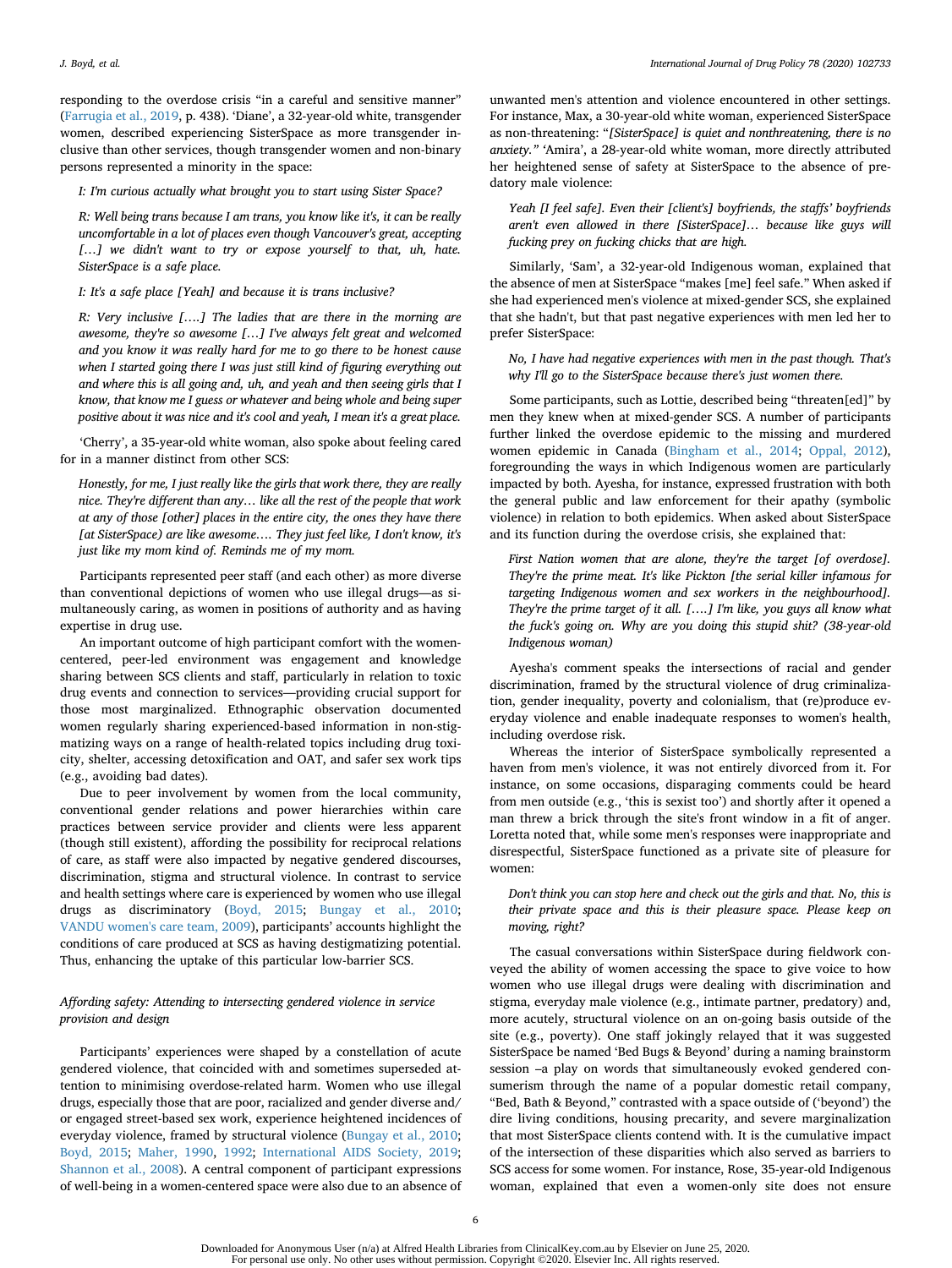responding to the overdose crisis "in a careful and sensitive manner" (Farrugia et al., 2019, p. 438). 'Diane', a 32-year-old white, transgender women, described experiencing SisterSpace as more transgender inclusive than other services, though transgender women and non-binary persons represented a minority in the space:

*I: I'm curious actually what brought you to start using Sister Space?*

*R: Well being trans because I am trans, you know like it's, it can be really uncomfortable in a lot of places even though Vancouver's great, accepting […] we didn't want to try or expose yourself to that, uh, hate. SisterSpace is a safe place.*

*I: It's a safe place [Yeah] and because it is trans inclusive?*

*R: Very inclusive [….] The ladies that are there in the morning are awesome, they're so awesome […] I've always felt great and welcomed and you know it was really hard for me to go there to be honest cause when I started going there I was just still kind of figuring everything out and where this is all going and, uh, and yeah and then seeing girls that I know, that know me I guess or whatever and being whole and being super positive about it was nice and it's cool and yeah, I mean it's a great place.*

'Cherry', a 35-year-old white woman, also spoke about feeling cared for in a manner distinct from other SCS:

*Honestly, for me, I just really like the girls that work there, they are really nice. They're different than any… like all the rest of the people that work at any of those [other] places in the entire city, the ones they have there [at SisterSpace) are like awesome…. They just feel like, I don't know, it's just like my mom kind of. Reminds me of my mom.*

Participants represented peer staff (and each other) as more diverse than conventional depictions of women who use illegal drugs—as simultaneously caring, as women in positions of authority and as having expertise in drug use.

An important outcome of high participant comfort with the women-centered, peer-led environment was engagement and knowledge sharing between SCS clients and staff, particularly in relation to toxic drug events and connection to services—providing crucial support for those most marginalized. Ethnographic observation documented women regularly sharing experienced-based information in non-stigmatizing ways on a range of health-related topics including drug toxicity, shelter, accessing detoxification and OAT, and safer sex work tips (e.g., avoiding bad dates).

Due to peer involvement by women from the local community, conventional gender relations and power hierarchies within care practices between service provider and clients were less apparent (though still existent), affording the possibility for reciprocal relations of care, as staff were also impacted by negative gendered discourses, discrimination, stigma and structural violence. In contrast to service and health settings where care is experienced by women who use illegal drugs as discriminatory (Boyd, 2015; Bungay et al., 2010; VANDU women's care team, 2009), participants' accounts highlight the conditions of care produced at SCS as having destigmatizing potential. Thus, enhancing the uptake of this particular low-barrier SCS.

### *Affording safety: Attending to intersecting gendered violence in service provision and design*

Participants' experiences were shaped by a constellation of acute gendered violence, that coincided with and sometimes superseded attention to minimising overdose-related harm. Women who use illegal drugs, especially those that are poor, racialized and gender diverse and/or engaged street-based sex work, experience heightened incidences of everyday violence, framed by structural violence (Bungay et al., 2010; Boyd, 2015; Maher, 1990, 1992; International AIDS Society, 2019; Shannon et al., 2008). A central component of participant expressions of well-being in a women-centered space were also due to an absence of unwanted men's attention and violence encountered in other settings. For instance, Max, a 30-year-old white woman, experienced SisterSpace as non-threatening: "*[SisterSpace] is quiet and nonthreatening, there is no anxiety."* 'Amira', a 28-year-old white woman, more directly attributed her heightened sense of safety at SisterSpace to the absence of predatory male violence:

*Yeah [I feel safe]. Even their [client's] boyfriends, the staffs' boyfriends aren't even allowed in there [SisterSpace]… because like guys will fucking prey on fucking chicks that are high.*

Similarly, 'Sam', a 32-year-old Indigenous woman, explained that the absence of men at SisterSpace "makes [me] feel safe." When asked if she had experienced men's violence at mixed-gender SCS, she explained that she hadn't, but that past negative experiences with men led her to prefer SisterSpace:

*No, I have had negative experiences with men in the past though. That's why I'll go to the SisterSpace because there's just women there.*

Some participants, such as Lottie, described being "threaten[ed]" by men they knew when at mixed-gender SCS. A number of participants further linked the overdose epidemic to the missing and murdered women epidemic in Canada (Bingham et al., 2014; Oppal, 2012), foregrounding the ways in which Indigenous women are particularly impacted by both. Ayesha, for instance, expressed frustration with both the general public and law enforcement for their apathy (symbolic violence) in relation to both epidemics. When asked about SisterSpace and its function during the overdose crisis, she explained that:

*First Nation women that are alone, they're the target [of overdose]. They're the prime meat. It's like Pickton [the serial killer infamous for targeting Indigenous women and sex workers in the neighbourhood]. They're the prime target of it all. [….] I'm like, you guys all know what the fuck's going on. Why are you doing this stupid shit? (38-year-old Indigenous woman)*

Ayesha's comment speaks the intersections of racial and gender discrimination, framed by the structural violence of drug criminalization, gender inequality, poverty and colonialism, that (re)produce everyday violence and enable inadequate responses to women's health, including overdose risk.

Whereas the interior of SisterSpace symbolically represented a haven from men's violence, it was not entirely divorced from it. For instance, on some occasions, disparaging comments could be heard from men outside (e.g., 'this is sexist too') and shortly after it opened a man threw a brick through the site's front window in a fit of anger. Loretta noted that, while some men's responses were inappropriate and disrespectful, SisterSpace functioned as a private site of pleasure for women:

*Don't think you can stop here and check out the girls and that. No, this is their private space and this is their pleasure space. Please keep on moving, right?*

The casual conversations within SisterSpace during fieldwork conveyed the ability of women accessing the space to give voice to how women who use illegal drugs were dealing with discrimination and stigma, everyday male violence (e.g., intimate partner, predatory) and, more acutely, structural violence on an on-going basis outside of the site (e.g., poverty). One staff jokingly relayed that it was suggested SisterSpace be named 'Bed Bugs & Beyond' during a naming brainstorm session –a play on words that simultaneously evoked gendered consumerism through the name of a popular domestic retail company, "Bed, Bath & Beyond," contrasted with a space outside of ('beyond') the dire living conditions, housing precarity, and severe marginalization that most SisterSpace clients contend with. It is the cumulative impact of the intersection of these disparities which also served as barriers to SCS access for some women. For instance, Rose, 35-year-old Indigenous woman, explained that even a women-only site does not ensure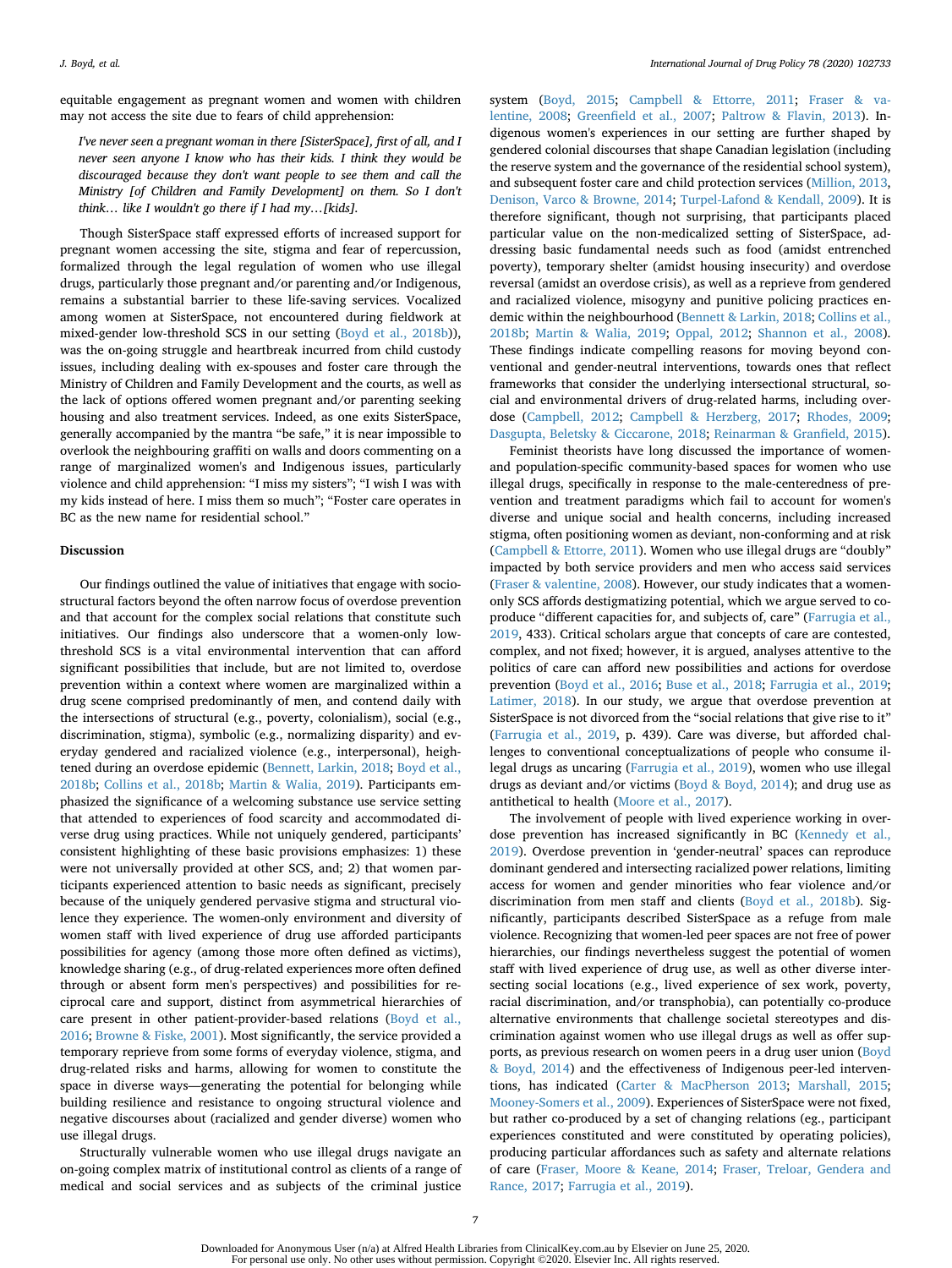equitable engagement as pregnant women and women with children may not access the site due to fears of child apprehension:

> *I've never seen a pregnant woman in there [SisterSpace], first of all, and I never seen anyone I know who has their kids. I think they would be discouraged because they don't want people to see them and call the Ministry [of Children and Family Development] on them. So I don't think… like I wouldn't go there if I had my…[kids].*

Though SisterSpace staff expressed efforts of increased support for pregnant women accessing the site, stigma and fear of repercussion, formalized through the legal regulation of women who use illegal drugs, particularly those pregnant and/or parenting and/or Indigenous, remains a substantial barrier to these life-saving services. Vocalized among women at SisterSpace, not encountered during fieldwork at mixed-gender low-threshold SCS in our setting (Boyd et al., 2018b)), was the on-going struggle and heartbreak incurred from child custody issues, including dealing with ex-spouses and foster care through the Ministry of Children and Family Development and the courts, as well as the lack of options offered women pregnant and/or parenting seeking housing and also treatment services. Indeed, as one exits SisterSpace, generally accompanied by the mantra "be safe," it is near impossible to overlook the neighbouring graffiti on walls and doors commenting on a range of marginalized women's and Indigenous issues, particularly violence and child apprehension: "I miss my sisters"; "I wish I was with my kids instead of here. I miss them so much"; "Foster care operates in BC as the new name for residential school."

## Discussion

Our findings outlined the value of initiatives that engage with socio-structural factors beyond the often narrow focus of overdose prevention and that account for the complex social relations that constitute such initiatives. Our findings also underscore that a women-only low-threshold SCS is a vital environmental intervention that can afford significant possibilities that include, but are not limited to, overdose prevention within a context where women are marginalized within a drug scene comprised predominantly of men, and contend daily with the intersections of structural (e.g., poverty, colonialism), social (e.g., discrimination, stigma), symbolic (e.g., normalizing disparity) and everyday gendered and racialized violence (e.g., interpersonal), heightened during an overdose epidemic (Bennett, Larkin, 2018; Boyd et al., 2018b; Collins et al., 2018b; Martin & Walia, 2019). Participants emphasized the significance of a welcoming substance use service setting that attended to experiences of food scarcity and accommodated diverse drug using practices. While not uniquely gendered, participants' consistent highlighting of these basic provisions emphasizes: 1) these were not universally provided at other SCS, and; 2) that women participants experienced attention to basic needs as significant, precisely because of the uniquely gendered pervasive stigma and structural violence they experience. The women-only environment and diversity of women staff with lived experience of drug use afforded participants possibilities for agency (among those more often defined as victims), knowledge sharing (e.g., of drug-related experiences more often defined through or absent form men's perspectives) and possibilities for reciprocal care and support, distinct from asymmetrical hierarchies of care present in other patient-provider-based relations (Boyd et al., 2016; Browne & Fiske, 2001). Most significantly, the service provided a temporary reprieve from some forms of everyday violence, stigma, and drug-related risks and harms, allowing for women to constitute the space in diverse ways—generating the potential for belonging while building resilience and resistance to ongoing structural violence and negative discourses about (racialized and gender diverse) women who use illegal drugs.

Structurally vulnerable women who use illegal drugs navigate an on-going complex matrix of institutional control as clients of a range of medical and social services and as subjects of the criminal justice system (Boyd, 2015; Campbell & Ettorre, 2011; Fraser & valentine, 2008; Greenfield et al., 2007; Paltrow & Flavin, 2013). Indigenous women's experiences in our setting are further shaped by gendered colonial discourses that shape Canadian legislation (including the reserve system and the governance of the residential school system), and subsequent foster care and child protection services (Million, 2013, Denison, Varco & Browne, 2014; Turpel-Lafond & Kendall, 2009). It is therefore significant, though not surprising, that participants placed particular value on the non-medicalized setting of SisterSpace, addressing basic fundamental needs such as food (amidst entrenched poverty), temporary shelter (amidst housing insecurity) and overdose reversal (amidst an overdose crisis), as well as a reprieve from gendered and racialized violence, misogyny and punitive policing practices endemic within the neighbourhood (Bennett & Larkin, 2018; Collins et al., 2018b; Martin & Walia, 2019; Oppal, 2012; Shannon et al., 2008). These findings indicate compelling reasons for moving beyond conventional and gender-neutral interventions, towards ones that reflect frameworks that consider the underlying intersectional structural, social and environmental drivers of drug-related harms, including overdose (Campbell, 2012; Campbell & Herzberg, 2017; Rhodes, 2009; Dasgupta, Beletsky & Ciccarone, 2018; Reinarman & Granfield, 2015).

Feminist theorists have long discussed the importance of women- and population-specific community-based spaces for women who use illegal drugs, specifically in response to the male-centeredness of prevention and treatment paradigms which fail to account for women's diverse and unique social and health concerns, including increased stigma, often positioning women as deviant, non-conforming and at risk (Campbell & Ettorre, 2011). Women who use illegal drugs are "doubly" impacted by both service providers and men who access said services (Fraser & valentine, 2008). However, our study indicates that a women-only SCS affords destigmatizing potential, which we argue served to co-produce "different capacities for, and subjects of, care" (Farrugia et al., 2019, 433). Critical scholars argue that concepts of care are contested, complex, and not fixed; however, it is argued, analyses attentive to the politics of care can afford new possibilities and actions for overdose prevention (Boyd et al., 2016; Buse et al., 2018; Farrugia et al., 2019; Latimer, 2018). In our study, we argue that overdose prevention at SisterSpace is not divorced from the "social relations that give rise to it" (Farrugia et al., 2019, p. 439). Care was diverse, but afforded challenges to conventional conceptualizations of people who consume illegal drugs as uncaring (Farrugia et al., 2019), women who use illegal drugs as deviant and/or victims (Boyd & Boyd, 2014); and drug use as antithetical to health (Moore et al., 2017).

The involvement of people with lived experience working in overdose prevention has increased significantly in BC (Kennedy et al., 2019). Overdose prevention in 'gender-neutral' spaces can reproduce dominant gendered and intersecting racialized power relations, limiting access for women and gender minorities who fear violence and/or discrimination from men staff and clients (Boyd et al., 2018b). Significantly, participants described SisterSpace as a refuge from male violence. Recognizing that women-led peer spaces are not free of power hierarchies, our findings nevertheless suggest the potential of women staff with lived experience of drug use, as well as other diverse intersecting social locations (e.g., lived experience of sex work, poverty, racial discrimination, and/or transphobia), can potentially co-produce alternative environments that challenge societal stereotypes and discrimination against women who use illegal drugs as well as offer supports, as previous research on women peers in a drug user union (Boyd & Boyd, 2014) and the effectiveness of Indigenous peer-led interventions, has indicated (Carter & MacPherson 2013; Marshall, 2015; Mooney-Somers et al., 2009). Experiences of SisterSpace were not fixed, but rather co-produced by a set of changing relations (eg., participant experiences constituted and were constituted by operating policies), producing particular affordances such as safety and alternate relations of care (Fraser, Moore & Keane, 2014; Fraser, Treloar, Gendera and Rance, 2017; Farrugia et al., 2019).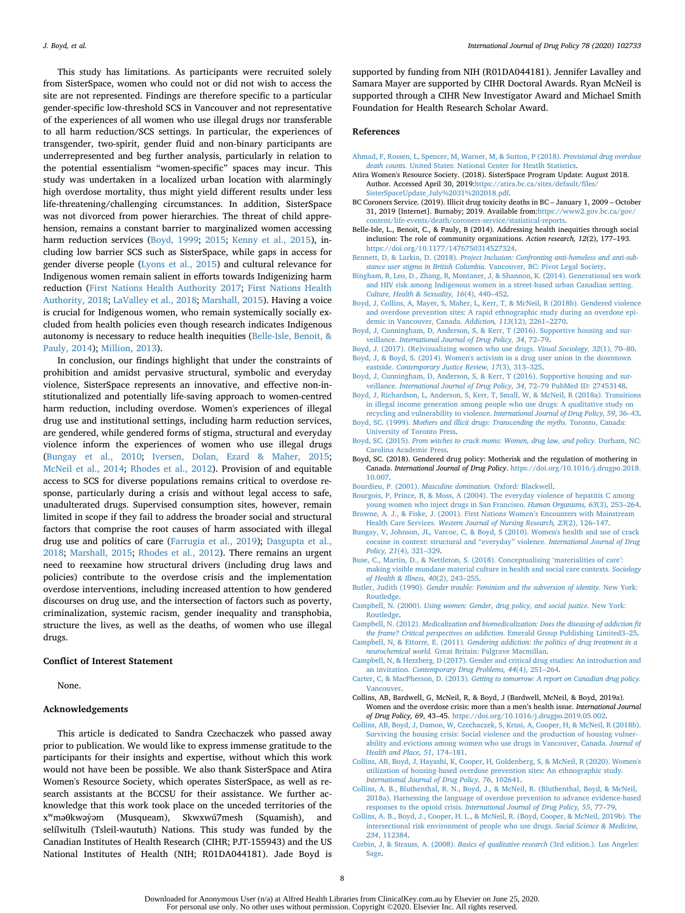This study has limitations. As participants were recruited solely from SisterSpace, women who could not or did not wish to access the site are not represented. Findings are therefore specific to a particular gender-specific low-threshold SCS in Vancouver and not representative of the experiences of all women who use illegal drugs nor transferable to all harm reduction/SCS settings. In particular, the experiences of transgender, two-spirit, gender fluid and non-binary participants are underrepresented and beg further analysis, particularly in relation to the potential essentialism "women-specific" spaces may incur. This study was undertaken in a localized urban location with alarmingly high overdose mortality, thus might yield different results under less life-threatening/challenging circumstances. In addition, SisterSpace was not divorced from power hierarchies. The threat of child apprehension, remains a constant barrier to marginalized women accessing harm reduction services (Boyd, 1999; 2015; Kenny et al., 2015), including low barrier SCS such as SisterSpace, while gaps in access for gender diverse people (Lyons et al., 2015) and cultural relevance for Indigenous women remain salient in efforts towards Indigenizing harm reduction (First Nations Health Authority 2017; First Nations Health Authority, 2018; LaValley et al., 2018; Marshall, 2015). Having a voice is crucial for Indigenous women, who remain systemically socially excluded from health policies even though research indicates Indigenous autonomy is necessary to reduce health inequities (Belle-Isle, Benoit, & Pauly, 2014); Million, 2013).

In conclusion, our findings highlight that under the constraints of prohibition and amidst pervasive structural, symbolic and everyday violence, SisterSpace represents an innovative, and effective non-institutionalized and potentially life-saving approach to women-centred harm reduction, including overdose. Women's experiences of illegal drug use and institutional settings, including harm reduction services, are gendered, while gendered forms of stigma, structural and everyday violence inform the experiences of women who use illegal drugs (Bungay et al., 2010; Iversen, Dolan, Ezard & Maher, 2015; McNeil et al., 2014; Rhodes et al., 2012). Provision of and equitable access to SCS for diverse populations remains critical to overdose response, particularly during a crisis and without legal access to safe, unadulterated drugs. Supervised consumption sites, however, remain limited in scope if they fail to address the broader social and structural factors that comprise the root causes of harm associated with illegal drug use and politics of care (Farrugia et al., 2019); Dasgupta et al., 2018; Marshall, 2015; Rhodes et al., 2012). There remains an urgent need to reexamine how structural drivers (including drug laws and policies) contribute to the overdose crisis and the implementation overdose interventions, including increased attention to how gendered discourses on drug use, and the intersection of factors such as poverty, criminalization, systemic racism, gender inequality and transphobia, structure the lives, as well as the deaths, of women who use illegal drugs.

## Conflict of Interest Statement

None.

## Acknowledgements

This article is dedicated to Sandra Czechaczek who passed away prior to publication. We would like to express immense gratitude to the participants for their insights and expertise, without which this work would not have been possible. We also thank SisterSpace and Atira Women's Resource Society, which operates SisterSpace, as well as research assistants at the BCCSU for their assistance. We further acknowledge that this work took place on the unceded territories of the xʷməθkwəy̓əm (Musqueam), Skwxwú7mesh (Squamish), and selílwitulh (Tsleil-waututh) Nations. This study was funded by the Canadian Institutes of Health Research (CIHR; PJT-155943) and the US National Institutes of Health (NIH; R01DA044181). Jade Boyd is supported by funding from NIH (R01DA044181). Jennifer Lavalley and Samara Mayer are supported by CIHR Doctoral Awards. Ryan McNeil is supported through a CIHR New Investigator Award and Michael Smith Foundation for Health Research Scholar Award.

## References

Ahmad, F, Rossen, L, Spencer, M, Warner, M, & Sutton, P (2018). *Provisional drug overdose death counts.* United States: National Center for Heatlh Statistics.

Atira Women's Resource Society. (2018). SisterSpace Program Update: August 2018. Author. Accessed April 30, 2019:https://atira.bc.ca/sites/default/files/SisterSpaceUpdate_July%2031%202018.pdf.

BC Coroners Service. (2019). Illicit drug toxicity deaths in BC – January 1, 2009 – October 31, 2019 [Internet]. Burnaby; 2019. Available from:https://www2.gov.bc.ca/gov/content/life-events/death/coroners-service/statistical-reports.

Belle-Isle, L., Benoit, C., & Pauly, B (2014). Addressing health inequities through social inclusion: The role of community organizations. *Action research, 12*(2), 177–193. https://doi.org/10.1177/1476750314527324.

Bennett, D, & Larkin, D. (2018). *Project Inclusion: Confronting anti-homeless and anti-substance user stigma in British Columbia.* Vancouver, BC: Pivot Legal Society.

Bingham, B, Leo, D., Zhang, R, Montaner, J, & Shannon, K. (2014). Generational sex work and HIV risk among Indigenous women in a street-based urban Canadian setting. *Culture, Health & Sexuality, 16*(4), 440–452.

Boyd, J, Collins, A, Mayer, S, Maher, L, Kerr, T, & McNeil, R (2018b). Gendered violence and overdose prevention sites: A rapid ethnographic study during an overdose epidemic in Vancouver, Canada. *Addiction, 113*(12), 2261–2270.

Boyd, J, Cunningham, D, Anderson, S, & Kerr, T (2016). Supportive housing and surveillance. *International Journal of Drug Policy, 34*, 72–79.

Boyd, J. (2017). (Re)visualizing women who use drugs. *Visual Sociology, 32*(1), 70–80.

Boyd, J, & Boyd, S. (2014). Women's activism in a drug user union in the downtown eastside. *Contemporary Justice Review, 17*(3), 313–325.

Boyd, J, Cunningham, D, Anderson, S, & Kerr, T (2016). Supportive housing and surveillance. *International Journal of Drug Policy, 34*, 72–79 PubMed ID: 27453148.

Boyd, J, Richardson, L, Anderson, S, Kerr, T, Small, W, & McNeil, R (2018a). Transitions in illegal income generation among people who use drugs: A qualitative study on recycling and vulnerability to violence. *International Journal of Drug Policy, 59*, 36–43.

Boyd, SC. (1999). *Mothers and illicit drugs: Transcending the myths.* Toronto, Canada: University of Toronto Press.

Boyd, SC. (2015). *From witches to crack moms: Women, drug law, and policy.* Durham, NC: Carolina Academic Press.

Boyd, SC. (2018). Gendered drug policy: Motherisk and the regulation of mothering in Canada. *International Journal of Drug Policy*. https://doi.org/10.1016/j.drugpo.2018.10.007.

Bourdieu, P. (2001). *Masculine domination.* Oxford: Blackwell.

Bourgois, P, Prince, B, & Moss, A (2004). The everyday violence of hepatitis C among young women who inject drugs in San Francisco. *Human Organisms, 63*(3), 253–264.

Browne, A. J., & Fiske, J. (2001). First Nations Women's Encounters with Mainstream Health Care Services. *Western Journal of Nursing Research, 23*(2), 126–147.

Bungay, V, Johnson, JL, Varcoe, C, & Boyd, S (2010). Women's health and use of crack cocaine in context: structural and "everyday" violence. *International Journal of Drug Policy, 21*(4), 321–329.

Buse, C., Martin, D., & Nettleton, S. (2018). Conceptualising 'materialities of care': making visible mundane material culture in health and social care contexts. *Sociology of Health & Illness, 40*(2), 243–255.

Butler, Judith (1990). *Gender trouble: Feminism and the subversion of identity.* New York: Routledge.

Campbell, N. (2000). *Using women: Gender, drug policy, and social justice.* New York: Routledge.

Campbell, N. (2012). *Medicalization and biomedicalization: Does the diseasing of addiction fit the frame? Critical perspectives on addiction.* Emerald Group Publishing Limited3–25.

Campbell, N, & Ettorre, E. (2011). *Gendering addiction: the politics of drug treatment in a neurochemical world.* Great Britain: Palgrave Macmillan.

Campbell, N, & Herzberg, D (2017). Gender and critical drug studies: An introduction and an invitation. *Contemporary Drug Problems, 44*(4), 251–264.

Carter, C, & MacPherson, D. (2013). *Getting to tomorrow: A report on Canadian drug policy.* Vancouver.

Collins, AB, Bardwell, G, McNeil, R, & Boyd, J (Bardwell, McNeil, & Boyd, 2019a). Women and the overdose crisis: more than a men's health issue. *International Journal of Drug Policy, 69*, 43–45. https://doi.org/10.1016/j.drugpo.2019.05.002.

Collins, AB, Boyd, J, Damon, W, Czechaczek, S, Krusi, A, Cooper, H, & McNeil, R (2018b). Surviving the housing crisis: Social violence and the production of housing vulnerability and evictions among women who use drugs in Vancouver, Canada. *Journal of Health and Place, 51*, 174–181.

Collins, AB, Boyd, J, Hayashi, K, Cooper, H, Goldenberg, S, & McNeil, R (2020). Women's utilization of housing-based overdose prevention sites: An ethnographic study. *International Journal of Drug Policy, 76*, 102641.

Collins, A. B., Bluthenthal, R. N., Boyd, J., & McNeil, R. (Bluthenthal, Boyd, & McNeil, 2018a). Harnessing the language of overdose prevention to advance evidence-based responses to the opioid crisis. *International Journal of Drug Policy, 55*, 77–79.

Collins, A. B., Boyd, J., Cooper, H. L., & McNeil, R. (Boyd, Cooper, & McNeil, 2019b). The intersectional risk environment of people who use drugs. *Social Science & Medicine, 234*, 112384.

Corbin, J, & Strauss, A. (2008). *Basics of qualitative research* (3rd edition.). Los Angeles: Sage.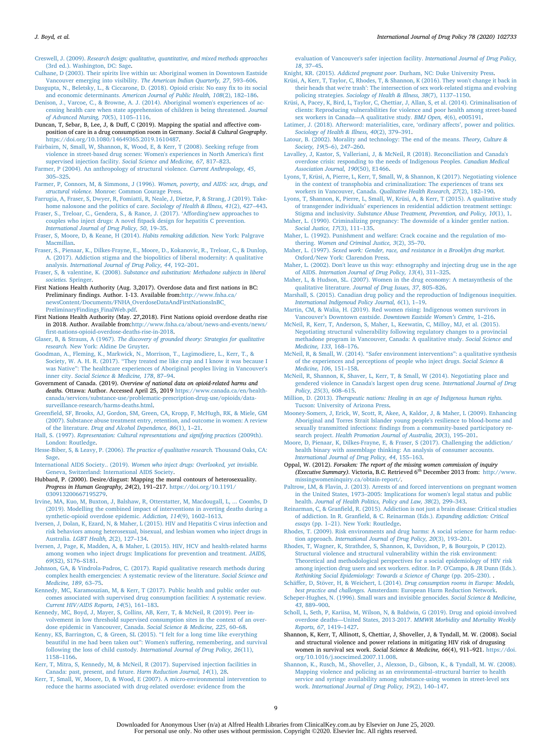Creswell, J. (2009). *Research design: qualitative, quantitative, and mixed methods approaches* (3rd ed.). Washington, DC: Sage.

Culhane, D (2003). Their spirits live within us: Aboriginal women in Downtown Eastside Vancouver emerging into visibility. *The American Indian Quarterly, 27*, 593–606.

Dasgupta, N., Beletsky, L., & Ciccarone, D. (2018). Opioid crisis: No easy fix to its social and economic determinants. *American Journal of Public Health, 108*(2), 182–186.

Denison, J., Varcoe, C., & Browne, A. J. (2014). Aboriginal women's experiences of accessing health care when state apprehension of children is being threatened. *Journal of Advanced Nursing, 70*(5), 1105–1116.

Duncan, T, Sebar, B, Lee, J, & Duff, C (2019). Mapping the spatial and affective composition of care in a drug consumption room in Germany. *Social & Cultural Geography*. https://doi.org/10.1080/14649365.2019.1610487.

Fairbairn, N, Small, W, Shannon, K, Wood, E, & Kerr, T (2008). Seeking refuge from violence in street-based drug scenes: Women's experiences in North America's first supervised injection facility. *Social Science and Medicine, 67*, 817–823.

Farmer, P (2004). An anthropology of structural violence. *Current Anthropology, 45*, 305–325.

Farmer, P, Connors, M, & Simmons, J (1996). *Women, poverty, and AIDS: sex, drugs, and structural violence*. Monroe: Common Courage Press.

Farrugia, A, Fraser, S, Dwyer, R, Fomiatti, R, Neale, J, Dietze, P, & Strang, J (2019). Take-home naloxone and the politics of care. *Sociology of Health & Illness, 41*(2), 427–443.

Fraser, S., Treloar, C., Gendera, S., & Rance, J. (2017). 'Affording'new approaches to couples who inject drugs: A novel fitpack design for hepatitis C prevention. *International Journal of Drug Policy, 50*, 19–35.

Fraser, S, Moore, D, & Keane, H (2014). *Habits remaking addiction*. New York: Palgrave Macmillan.

Fraser, S., Pienaar, K., Dilkes-Frayne, E., Moore, D., Kokanovic, R., Treloar, C., & Dunlop, A. (2017). Addiction stigma and the biopolitics of liberal modernity: A qualitative analysis. *International Journal of Drug Policy, 44*, 192–201.

Fraser, S, & valentine, K. (2008). *Substance and substitution: Methadone subjects in liberal societies*. Springer.

First Nations Health Authority (Aug. 3,2017). Overdose data and first nations in BC: Preliminary findings. Author. 1-13. Available from:http://www.fnha.ca/newsContent/Documents/FNHA_OverdoseDataAndFirstNationsInBC_PreliminaryFindings_FinalWeb.pdf.

First Nations Health Authority (May. 27,2018). First Nations opioid overdose deaths rise in 2018. Author. Available from:http://www.fnha.ca/about/news-and-events/news/first-nations-opioid-overdose-deaths-rise-in-2018.

Glaser, B, & Strauss, A (1967). *The discovery of grounded theory: Strategies for qualitative research*. New York: Aldine De Gruyter.

Goodman, A., Fleming, K., Markwick, N., Morrison, T., Lagimodiere, L., Kerr, T., & Society, W. A. H. R. (2017). "They treated me like crap and I know it was because I was Native": The healthcare experiences of Aboriginal peoples living in Vancouver's inner city. *Social Science & Medicine, 178*, 87–94.

Government of Canada. (2019). *Overview of national data on opioid-related harms and deaths*. Ottawa: Author. Accessed April 25, 2019 https://www.canada.ca/en/health-canada/services/substance-use/problematic-prescription-drug-use/opioids/data-surveillance-research/harms-deaths.html.

Greenfield, SF, Brooks, AJ, Gordon, SM, Green, CA, Kropp, F, McHugh, RK, & Miele, GM (2007). Substance abuse treatment entry, retention, and outcome in women: A review of the literature. *Drug and Alcohol Dependence, 86*(1), 1–21.

Hall, S. (1997). *Representation: Cultural representations and signifying practices* (2009th). London: Routledge.

Hesse-Biber, S, & Leavy, P. (2006). *The practice of qualitative research*. Thousand Oaks, CA: Sage.

International AIDS Society.. (2019). *Women who inject drugs: Overlooked, yet invisible*. Geneva, Switzerland: International AIDS Society.

Hubbard, P. (2000). Desire/disgust: Mapping the moral contours of heterosexuality. *Progress in Human Geography, 24*(2), 191–217. https://doi.org/10.1191/030913200667195279.

Irvine, MA, Kuo, M, Buxton, J, Balshaw, R, Otterstatter, M, Macdougall, L, ... Coombs, D (2019). Modelling the combined impact of interventions in averting deaths during a synthetic-opioid overdose epidemic. *Addiction, 114*(9), 1602–1613.

Iversen, J, Dolan, K, Ezard, N, & Maher, L (2015). HIV and Hepatitis C virus infection and risk behaviors among heterosexual, bisexual, and lesbian women who inject drugs in Australia. *LGBT Health, 2*(2), 127–134.

Iversen, J, Page, K, Madden, A, & Maher, L (2015). HIV, HCV and health-related harms among women who inject drugs: Implications for prevention and treatment. *JAIDS, 69*(S2), S176–S181.

Johnson, GA, & Vindrola-Padros, C. (2017). Rapid qualitative research methods during complex health emergencies: A systematic review of the literature. *Social Science and Medicine, 189*, 63–75.

Kennedy, MC, Karamouzian, M, & Kerr, T (2017). Public health and public order outcomes associated with supervised drug consumption facilities: A systematic review. *Current HIV/AIDS Reports, 14*(5), 161–183.

Kennedy, MC, Boyd, J, Mayer, S, Collins, AB, Kerr, T, & McNeil, R (2019). Peer involvement in low threshold supervised consumption sites in the context of an overdose epidemic in Vancouver, Canada. *Social Science & Medicine, 225*, 60–68.

Kenny, KS, Barrington, C, & Green, SL (2015). "I felt for a long time like everything beautiful in me had been taken out": Women's suffering, remembering, and survival following the loss of child custody. *International Journal of Drug Policy, 26*(11), 1158–1166.

Kerr, T, Mitra, S, Kennedy, M, & McNeil, R (2017). Supervised injection facilities in Canada: past, present, and future. *Harm Reduction Journal, 14*(1), 28.

Kerr, T, Small, W, Moore, D, & Wood, E (2007). A micro-environmental intervention to reduce the harms associated with drug-related overdose: evidence from the evaluation of Vancouver's safer injection facility. *International Journal of Drug Policy, 18*, 37–45.

Knight, KR. (2015). *Addicted pregnant poor*. Durham, NC: Duke University Press.

Krüsi, A, Kerr, T, Taylor, C, Rhodes, T, & Shannon, K (2016). They won't change it back in their heads that we're trash': The intersection of sex work-related stigma and evolving policing strategies. *Sociology of Health & Illness, 38*(7), 1137–1150.

Krüsi, A, Pacey, K, Bird, L, Taylor, C, Chettiar, J, Allan, S, et al. (2014). Criminalisation of clients: Reproducing vulnerabilities for violence and poor health among street-based sex workers in Canada—A qualitative study. *BMJ Open, 4*(6), e005191.

Latimer, J. (2018). Afterword: materialities, care, 'ordinary affects', power and politics. *Sociology of Health & Illness, 40*(2), 379–391.

Latour, B. (2002). Morality and technology: The end of the means. *Theory, Culture & Society, 19*(5–6), 247–260.

Lavalley, J, Kastor, S, Valleriani, J, & McNeil, R (2018). Reconciliation and Canada's overdose crisis: responding to the needs of Indigenous Peoples. *Canadian Medical Association Journal, 190*(50), E1466.

Lyons, T, Krüsi, A, Pierre, L, Kerr, T, Small, W, & Shannon, K (2017). Negotiating violence in the context of transphobia and criminalization: The experiences of trans sex workers in Vancouver, Canada. *Qualitative Health Research, 27*(2), 182–190.

Lyons, T, Shannon, K, Pierre, L, Small, W, Krüsi, A, & Kerr, T (2015). A qualitative study of transgender individuals' experiences in residential addiction treatment settings: Stigma and inclusivity. *Substance Abuse Treatment, Prevention, and Policy, 10*(1), 1.

Maher, L. (1990). Criminalizing pregnancy: The downside of a kinder gentler nation. *Social Justice, 17*(3), 111–135.

Maher, L. (1992). Punishment and welfare: Crack cocaine and the regulation of mothering. *Women and Criminal Justice, 3*(2), 35–70.

Maher, L. (1997). *Sexed work: Gender, race, and resistance in a Brooklyn drug market*. Oxford/New York: Clarendon Press.

Maher, L. (2002). Don't leave us this way: ethnography and injecting drug use in the age of AIDS. *Internation Journal of Drug Policy, 13*(4), 311–325.

Maher, L, & Hudson, SL. (2007). Women in the drug economy: A metasynthesis of the qualitative literature. *Journal of Drug Issues, 37*, 805–826.

Marshall, S. (2015). Canadian drug policy and the reproduction of Indigenous inequities. *International Indigenoud Policy Journal, 6*(1), 1–19.

Martin, CM, & Walia, H. (2019). Red women rising: Indigenous women survivors in Vancouver's Downtown eastside. *Downtown Eastside Women's Centre*, 1–216.

McNeil, R, Kerr, T, Anderson, S, Maher, L, Keewatin, C, Milloy, MJ, et al. (2015). Negotiating structural vulnerability following regulatory changes to a provincial methadone program in Vancouver, Canada: A qualitative study. *Social Science and Medicine, 133*, 168–176.

McNeil, R, & Small, W. (2014). "Safer environment interventions": a qualitative synthesis of the experiences and perceptions of people who inject drugs. *Social Science & Medicine, 106*, 151–158.

McNeil, R, Shannon, K, Shaver, L, Kerr, T, & Small, W (2014). Negotiating place and gendered violence in Canada's largest open drug scene. *International Journal of Drug Policy, 25*(3), 608–615.

Million, D. (2013). *Therapeutic nations: Healing in an age of Indigenous human rights*. Tucson: University of Arizona Press.

Mooney-Somers, J, Erick, W, Scott, R, Akee, A, Kaldor, J, & Maher, L (2009). Enhancing Aboriginal and Torres Strait Islander young people's resilience to blood-borne and sexually transmitted infections: findings from a community-based participatory research project. *Health Promotion Journal of Australia, 20*(3), 195–201.

Moore, D, Pienaar, K, Dilkes-Frayne, E, & Fraser, S (2017). Challenging the addiction/health binary with assemblage thinking: An analysis of consumer accounts. *International Journal of Drug Policy, 44*, 155–163.

Oppal, W. (2012). *Forsaken: The report of the missing women commission of inquiry (Executive Summary)*. Victoria, B.C. Retrieved 6[th] December 2013 from: http://www.missingwomeninquiry.ca/obtain-report/.

Paltrow, LM, & Flavin, J. (2013). Arrests of and forced interventions on pregnant women in the United States, 1973–2005: Implications for women's legal status and public health. *Journal of Health Politics, Policy and Law, 38*(2), 299–343.

Reinarman, C, & Granfield, R. (2015). Addiction is not just a brain disease: Critical studies of addiction. In R. Granfield, & C. Reinarman (Eds.). *Expanding addiction: Critical essays* (pp. 1–21). New York: Routledge.

Rhodes, T. (2009). Risk environments and drug harms: A social science for harm reduction approach. *International Journal of Drug Policy, 20*(3), 193–201.

Rhodes, T, Wagner, K, Strathdee, S, Shannon, K, Davidson, P, & Bourgois, P (2012). Structural violence and structural vulnerability within the risk environment: Theoretical and methodological perspectives for a social epidemiology of HIV risk among injection drug users and sex workers. editor. In P. O'Campo, & JR Dunn (Eds.). *Rethinking Social Epidemiology: Towards a Science of Change* (pp. 205–230). .

Schäffer, D, Stöver, H, & Weichert, L (2014). *Drug consumption rooms in Europe: Models, best practice and challenges*. Amsterdam: European Harm Reduction Network.

Scheper-Hughes, N. (1996). Small wars and invisible genocides. *Social Science & Medicine, 43*, 889–900.

Scholl, L, Seth, P, Kariisa, M, Wilson, N, & Baldwin, G (2019). Drug and opioid-involved overdose deaths—United States, 2013-2017. *MMWR Morbidity and Mortality Weekly Reports, 67*, 1419–1427.

Shannon, K, Kerr, T, Allinott, S, Chettiar, J, Shoveller, J, & Tyndall, M. W. (2008). Social and structural violence and power relations in mitigating HIV risk of drugusing women in survival sex work. *Social Science & Medicine, 66*(4), 911–921. https://doi.org/10.1016/j.socscimed.2007.11.008.

Shannon, K., Rusch, M., Shoveller, J., Alexson, D., Gibson, K., & Tyndall, M. W. (2008). Mapping violence and policing as an environmental–structural barrier to health service and syringe availability among substance-using women in street-level sex work. *International Journal of Drug Policy, 19*(2), 140–147.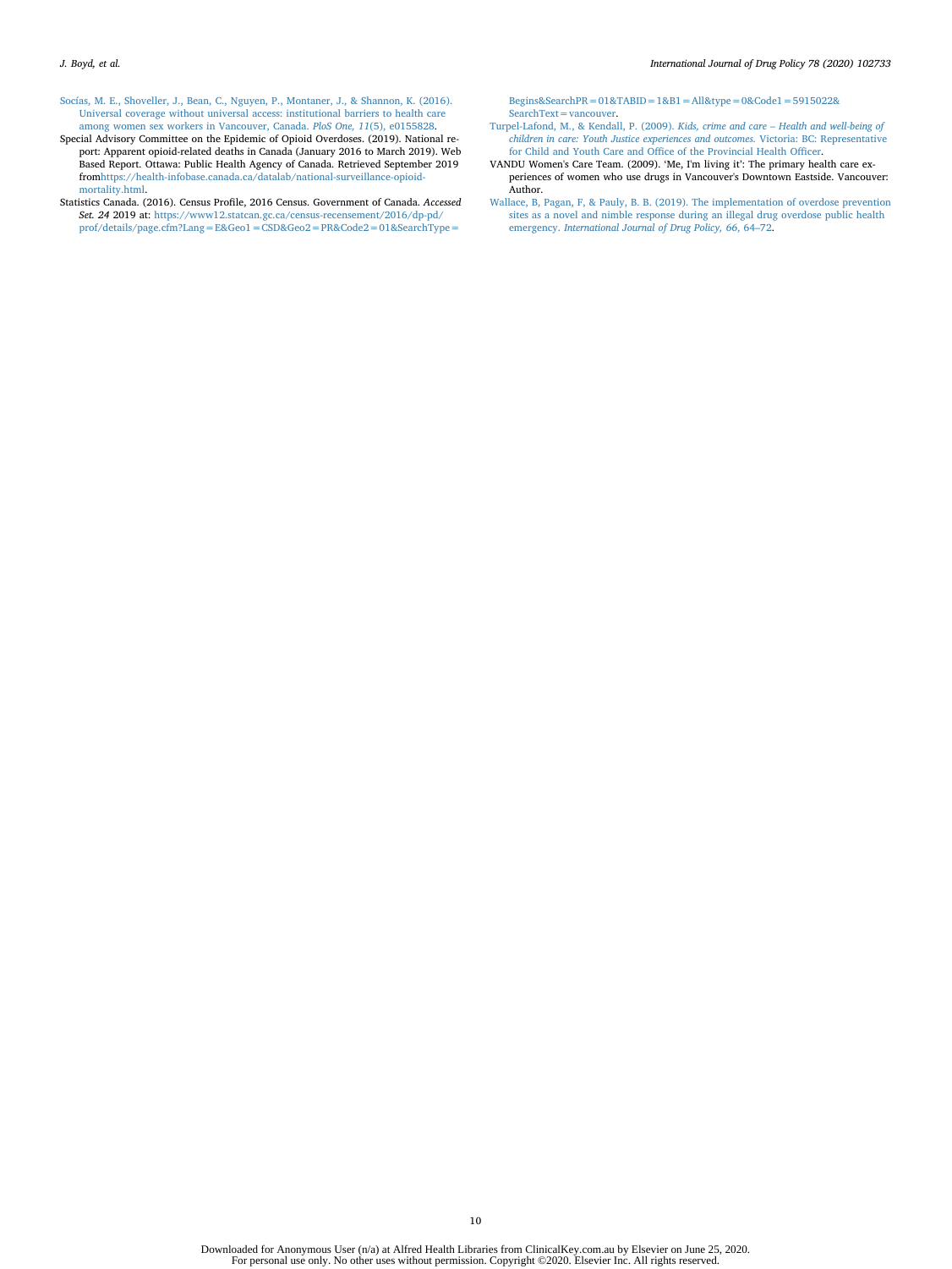Socías, M. E., Shoveller, J., Bean, C., Nguyen, P., Montaner, J., & Shannon, K. (2016). Universal coverage without universal access: institutional barriers to health care among women sex workers in Vancouver, Canada. *PloS One, 11*(5), e0155828.

Special Advisory Committee on the Epidemic of Opioid Overdoses. (2019). National report: Apparent opioid-related deaths in Canada (January 2016 to March 2019). Web Based Report. Ottawa: Public Health Agency of Canada. Retrieved September 2019 fromhttps://health-infobase.canada.ca/datalab/national-surveillance-opioid-mortality.html.

Statistics Canada. (2016). Census Profile, 2016 Census. Government of Canada. *Accessed Set. 24* 2019 at: https://www12.statcan.gc.ca/census-recensement/2016/dp-pd/prof/details/page.cfm?Lang=E&Geo1=CSD&Geo2=PR&Code2=01&SearchType=Begins&SearchPR=01&TABID=1&B1=All&type=0&Code1=5915022&SearchText=vancouver.

Turpel-Lafond, M., & Kendall, P. (2009). *Kids, crime and care – Health and well-being of children in care: Youth Justice experiences and outcomes.* Victoria: BC: Representative for Child and Youth Care and Office of the Provincial Health Officer.

VANDU Women's Care Team. (2009). 'Me, I'm living it': The primary health care experiences of women who use drugs in Vancouver's Downtown Eastside. Vancouver: Author.

Wallace, B, Pagan, F, & Pauly, B. B. (2019). The implementation of overdose prevention sites as a novel and nimble response during an illegal drug overdose public health emergency. *International Journal of Drug Policy, 66*, 64–72.